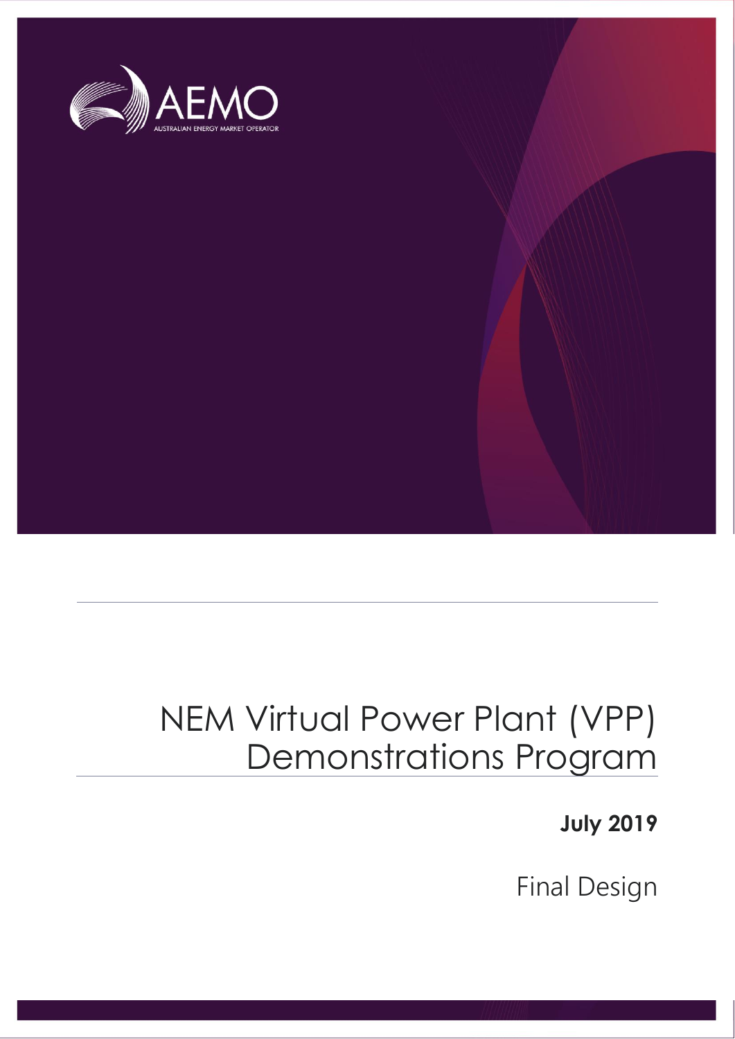AEMO

AUSTRALIAN ENERGY MARKET OPERATOR

# NEM Virtual Power Plant (VPP) Demonstrations Program

**July 2019**

Final Design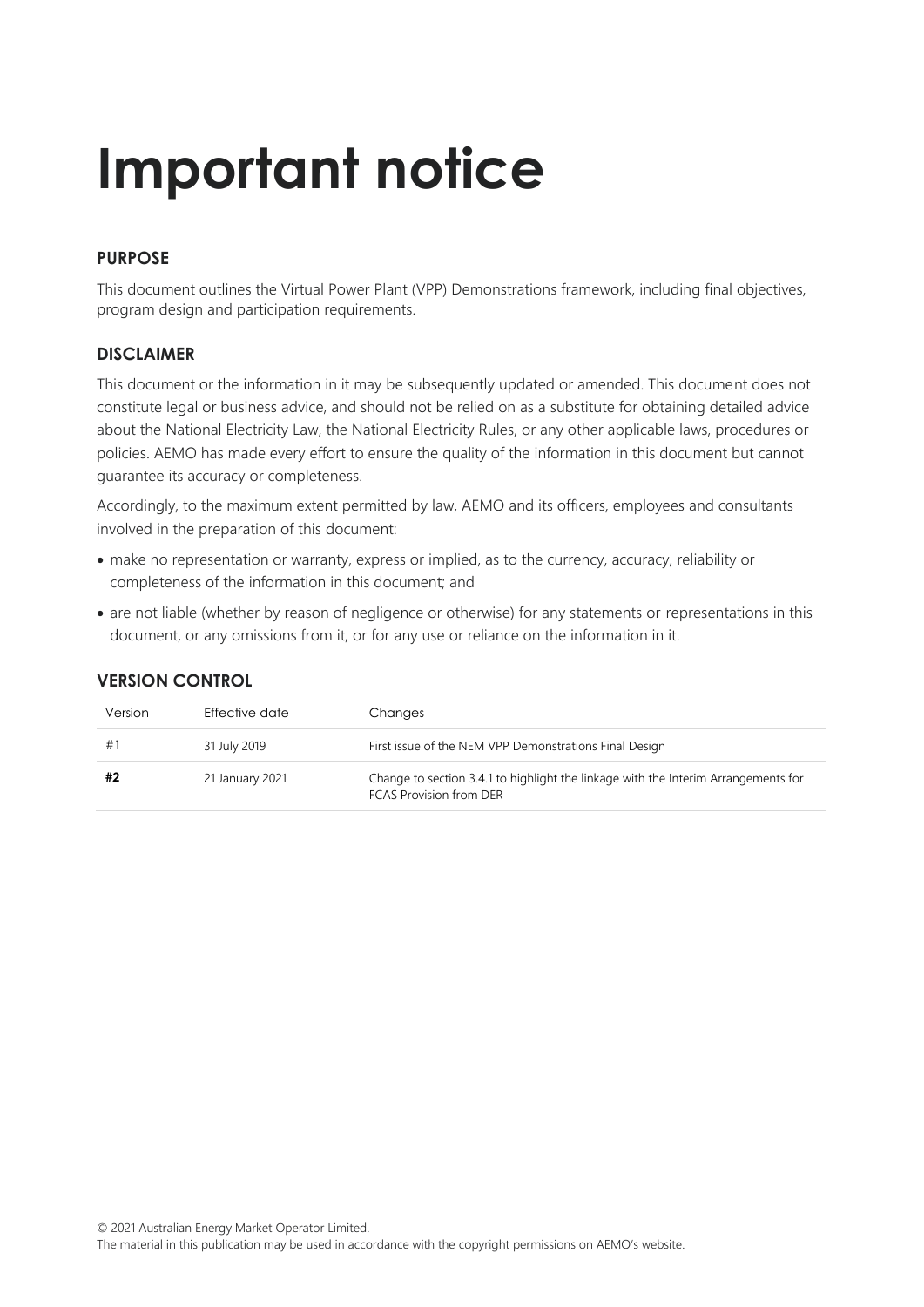# Important notice

## PURPOSE

This document outlines the Virtual Power Plant (VPP) Demonstrations framework, including final objectives, program design and participation requirements.

## DISCLAIMER

This document or the information in it may be subsequently updated or amended. This document does not constitute legal or business advice, and should not be relied on as a substitute for obtaining detailed advice about the National Electricity Law, the National Electricity Rules, or any other applicable laws, procedures or policies. AEMO has made every effort to ensure the quality of the information in this document but cannot guarantee its accuracy or completeness.

Accordingly, to the maximum extent permitted by law, AEMO and its officers, employees and consultants involved in the preparation of this document:

- make no representation or warranty, express or implied, as to the currency, accuracy, reliability or completeness of the information in this document; and
- are not liable (whether by reason of negligence or otherwise) for any statements or representations in this document, or any omissions from it, or for any use or reliance on the information in it.

## VERSION CONTROL

| Version | Effective date | Changes |
| --- | --- | --- |
| #1 | 31 July 2019 | First issue of the NEM VPP Demonstrations Final Design |
| **#2** | 21 January 2021 | Change to section 3.4.1 to highlight the linkage with the Interim Arrangements for FCAS Provision from DER |

© 2021 Australian Energy Market Operator Limited.
The material in this publication may be used in accordance with the copyright permissions on AEMO's website.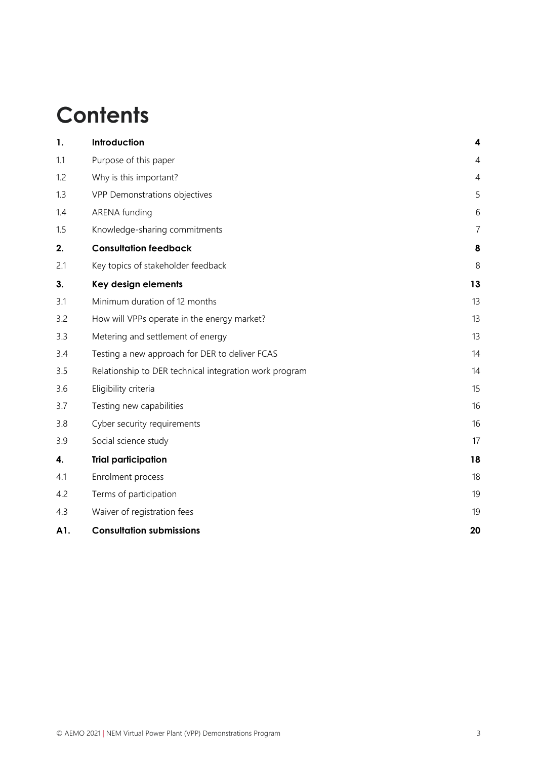# Contents

| | | |
|---|---|---|
| **1.** | **Introduction** | **4** |
| 1.1 | Purpose of this paper | 4 |
| 1.2 | Why is this important? | 4 |
| 1.3 | VPP Demonstrations objectives | 5 |
| 1.4 | ARENA funding | 6 |
| 1.5 | Knowledge-sharing commitments | 7 |
| **2.** | **Consultation feedback** | **8** |
| 2.1 | Key topics of stakeholder feedback | 8 |
| **3.** | **Key design elements** | **13** |
| 3.1 | Minimum duration of 12 months | 13 |
| 3.2 | How will VPPs operate in the energy market? | 13 |
| 3.3 | Metering and settlement of energy | 13 |
| 3.4 | Testing a new approach for DER to deliver FCAS | 14 |
| 3.5 | Relationship to DER technical integration work program | 14 |
| 3.6 | Eligibility criteria | 15 |
| 3.7 | Testing new capabilities | 16 |
| 3.8 | Cyber security requirements | 16 |
| 3.9 | Social science study | 17 |
| **4.** | **Trial participation** | **18** |
| 4.1 | Enrolment process | 18 |
| 4.2 | Terms of participation | 19 |
| 4.3 | Waiver of registration fees | 19 |
| **A1.** | **Consultation submissions** | **20** |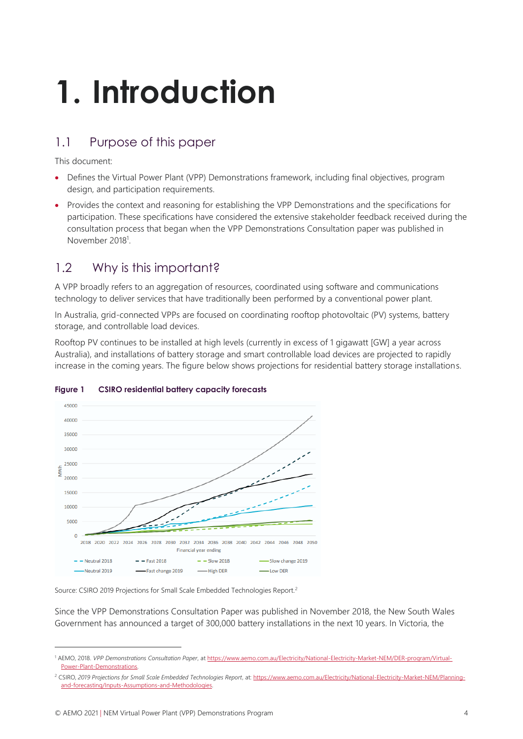# 1. Introduction

## 1.1 Purpose of this paper

This document:

- Defines the Virtual Power Plant (VPP) Demonstrations framework, including final objectives, program design, and participation requirements.
- Provides the context and reasoning for establishing the VPP Demonstrations and the specifications for participation. These specifications have considered the extensive stakeholder feedback received during the consultation process that began when the VPP Demonstrations Consultation paper was published in November 2018[1].

## 1.2 Why is this important?

A VPP broadly refers to an aggregation of resources, coordinated using software and communications technology to deliver services that have traditionally been performed by a conventional power plant.

In Australia, grid-connected VPPs are focused on coordinating rooftop photovoltaic (PV) systems, battery storage, and controllable load devices.

Rooftop PV continues to be installed at high levels (currently in excess of 1 gigawatt [GW] a year across Australia), and installations of battery storage and smart controllable load devices are projected to rapidly increase in the coming years. The figure below shows projections for residential battery storage installations.

**Figure 1 CSIRO residential battery capacity forecasts**

Source: CSIRO 2019 Projections for Small Scale Embedded Technologies Report.[2]

Since the VPP Demonstrations Consultation Paper was published in November 2018, the New South Wales Government has announced a target of 300,000 battery installations in the next 10 years. In Victoria, the

---

[1] AEMO, 2018. *VPP Demonstrations Consultation Paper*, at https://www.aemo.com.au/Electricity/National-Electricity-Market-NEM/DER-program/Virtual-Power-Plant-Demonstrations.

[2] CSIRO, *2019 Projections for Small Scale Embedded Technologies Report*, at: https://www.aemo.com.au/Electricity/National-Electricity-Market-NEM/Planning-and-forecasting/Inputs-Assumptions-and-Methodologies.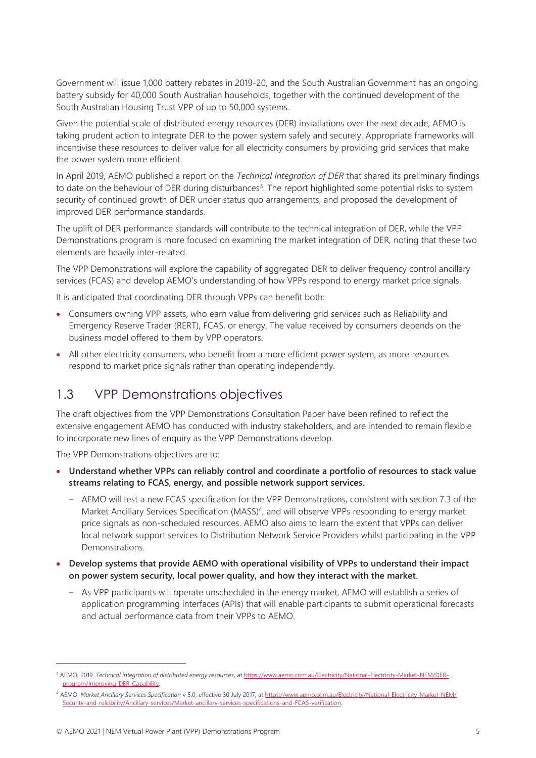Government will issue 1,000 battery rebates in 2019-20, and the South Australian Government has an ongoing battery subsidy for 40,000 South Australian households, together with the continued development of the South Australian Housing Trust VPP of up to 50,000 systems.

Given the potential scale of distributed energy resources (DER) installations over the next decade, AEMO is taking prudent action to integrate DER to the power system safely and securely. Appropriate frameworks will incentivise these resources to deliver value for all electricity consumers by providing grid services that make the power system more efficient.

In April 2019, AEMO published a report on the *Technical Integration of DER* that shared its preliminary findings to date on the behaviour of DER during disturbances[3]. The report highlighted some potential risks to system security of continued growth of DER under status quo arrangements, and proposed the development of improved DER performance standards.

The uplift of DER performance standards will contribute to the technical integration of DER, while the VPP Demonstrations program is more focused on examining the market integration of DER, noting that these two elements are heavily inter-related.

The VPP Demonstrations will explore the capability of aggregated DER to deliver frequency control ancillary services (FCAS) and develop AEMO's understanding of how VPPs respond to energy market price signals.

It is anticipated that coordinating DER through VPPs can benefit both:

- Consumers owning VPP assets, who earn value from delivering grid services such as Reliability and Emergency Reserve Trader (RERT), FCAS, or energy. The value received by consumers depends on the business model offered to them by VPP operators.
- All other electricity consumers, who benefit from a more efficient power system, as more resources respond to market price signals rather than operating independently.

## 1.3 VPP Demonstrations objectives

The draft objectives from the VPP Demonstrations Consultation Paper have been refined to reflect the extensive engagement AEMO has conducted with industry stakeholders, and are intended to remain flexible to incorporate new lines of enquiry as the VPP Demonstrations develop.

The VPP Demonstrations objectives are to:

- **Understand whether VPPs can reliably control and coordinate a portfolio of resources to stack value streams relating to FCAS, energy, and possible network support services.**
  - AEMO will test a new FCAS specification for the VPP Demonstrations, consistent with section 7.3 of the Market Ancillary Services Specification (MASS)[4], and will observe VPPs responding to energy market price signals as non-scheduled resources. AEMO also aims to learn the extent that VPPs can deliver local network support services to Distribution Network Service Providers whilst participating in the VPP Demonstrations.
- **Develop systems that provide AEMO with operational visibility of VPPs to understand their impact on power system security, local power quality, and how they interact with the market**.
  - As VPP participants will operate unscheduled in the energy market, AEMO will establish a series of application programming interfaces (APIs) that will enable participants to submit operational forecasts and actual performance data from their VPPs to AEMO.

---

[3] AEMO, 2019. *Technical integration of distributed energy resources*, at https://www.aemo.com.au/Electricity/National-Electricity-Market-NEM/DER-program/Improving-DER-Capability.

[4] AEMO, *Market Ancillary Services Specification* v 5.0, effective 30 July 2017, at https://www.aemo.com.au/Electricity/National-Electricity-Market-NEM/Security-and-reliability/Ancillary-services/Market-ancillary-services-specifications-and-FCAS-verification.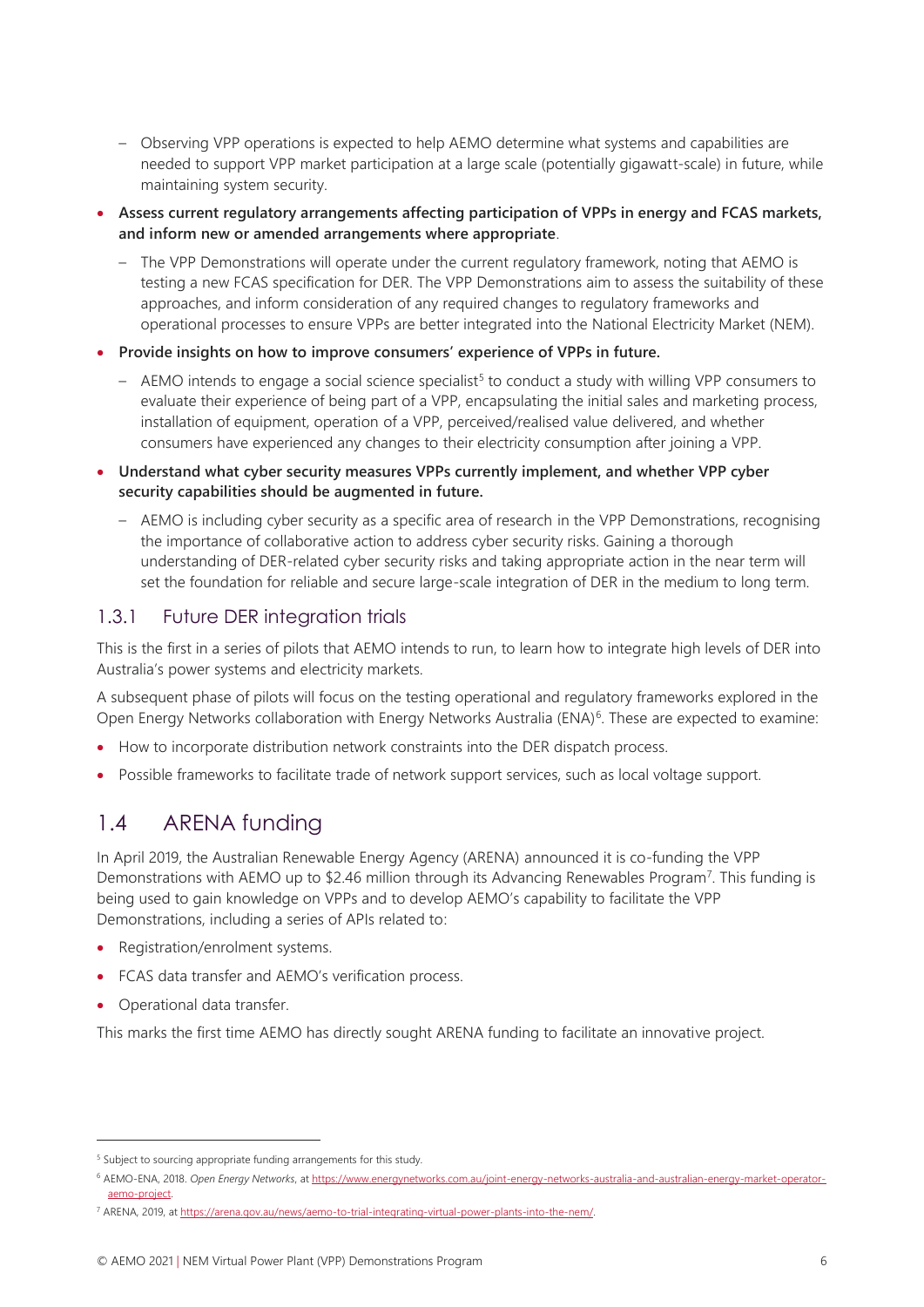- Observing VPP operations is expected to help AEMO determine what systems and capabilities are needed to support VPP market participation at a large scale (potentially gigawatt-scale) in future, while maintaining system security.
- **Assess current regulatory arrangements affecting participation of VPPs in energy and FCAS markets, and inform new or amended arrangements where appropriate**.
  - The VPP Demonstrations will operate under the current regulatory framework, noting that AEMO is testing a new FCAS specification for DER. The VPP Demonstrations aim to assess the suitability of these approaches, and inform consideration of any required changes to regulatory frameworks and operational processes to ensure VPPs are better integrated into the National Electricity Market (NEM).
- **Provide insights on how to improve consumers' experience of VPPs in future.**
  - AEMO intends to engage a social science specialist[5] to conduct a study with willing VPP consumers to evaluate their experience of being part of a VPP, encapsulating the initial sales and marketing process, installation of equipment, operation of a VPP, perceived/realised value delivered, and whether consumers have experienced any changes to their electricity consumption after joining a VPP.
- **Understand what cyber security measures VPPs currently implement, and whether VPP cyber security capabilities should be augmented in future.**
  - AEMO is including cyber security as a specific area of research in the VPP Demonstrations, recognising the importance of collaborative action to address cyber security risks. Gaining a thorough understanding of DER-related cyber security risks and taking appropriate action in the near term will set the foundation for reliable and secure large-scale integration of DER in the medium to long term.

### 1.3.1 Future DER integration trials

This is the first in a series of pilots that AEMO intends to run, to learn how to integrate high levels of DER into Australia's power systems and electricity markets.

A subsequent phase of pilots will focus on the testing operational and regulatory frameworks explored in the Open Energy Networks collaboration with Energy Networks Australia (ENA)[6]. These are expected to examine:

- How to incorporate distribution network constraints into the DER dispatch process.
- Possible frameworks to facilitate trade of network support services, such as local voltage support.

## 1.4 ARENA funding

In April 2019, the Australian Renewable Energy Agency (ARENA) announced it is co-funding the VPP Demonstrations with AEMO up to $2.46 million through its Advancing Renewables Program[7]. This funding is being used to gain knowledge on VPPs and to develop AEMO's capability to facilitate the VPP Demonstrations, including a series of APIs related to:

- Registration/enrolment systems.
- FCAS data transfer and AEMO's verification process.
- Operational data transfer.

This marks the first time AEMO has directly sought ARENA funding to facilitate an innovative project.

---

[5] Subject to sourcing appropriate funding arrangements for this study.

[6] AEMO-ENA, 2018. *Open Energy Networks*, at https://www.energynetworks.com.au/joint-energy-networks-australia-and-australian-energy-market-operator-aemo-project.

[7] ARENA, 2019, at https://arena.gov.au/news/aemo-to-trial-integrating-virtual-power-plants-into-the-nem/.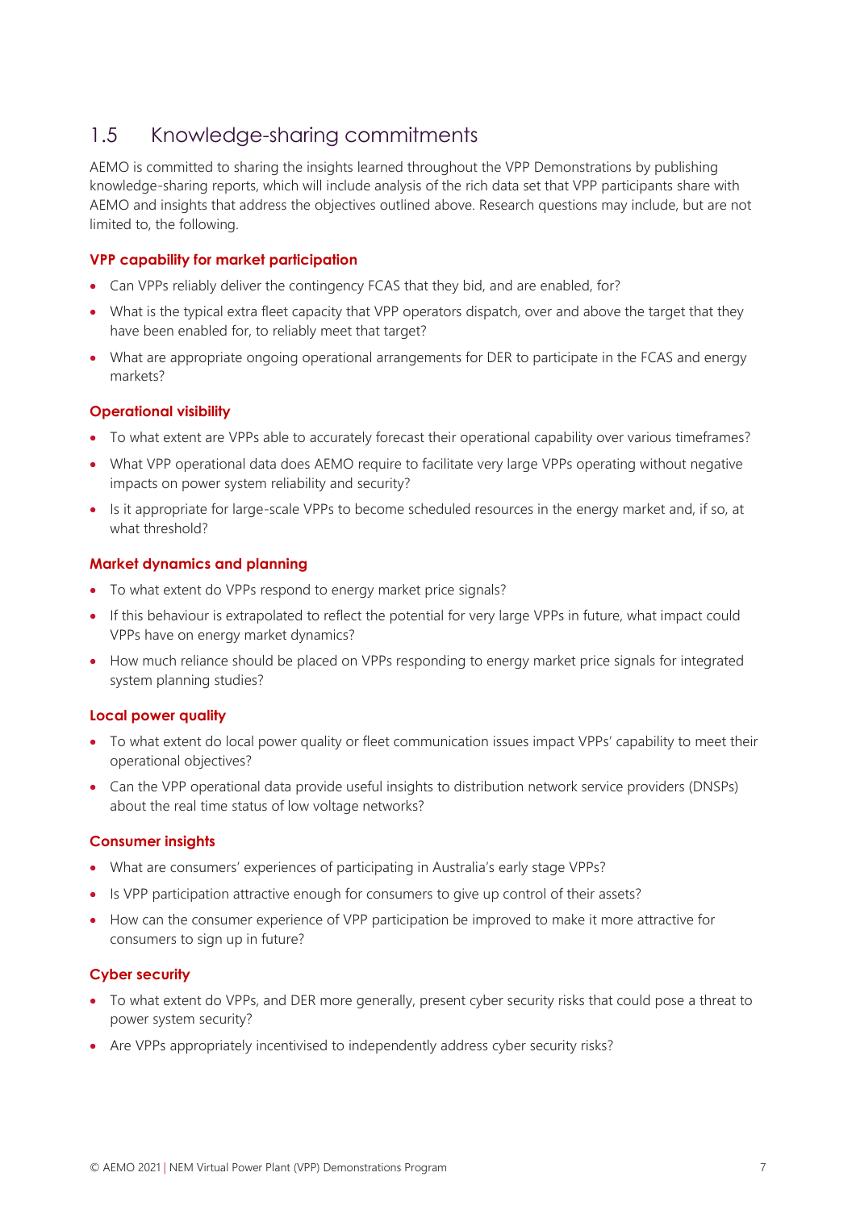## 1.5 Knowledge-sharing commitments

AEMO is committed to sharing the insights learned throughout the VPP Demonstrations by publishing knowledge-sharing reports, which will include analysis of the rich data set that VPP participants share with AEMO and insights that address the objectives outlined above. Research questions may include, but are not limited to, the following.

### VPP capability for market participation

- Can VPPs reliably deliver the contingency FCAS that they bid, and are enabled, for?
- What is the typical extra fleet capacity that VPP operators dispatch, over and above the target that they have been enabled for, to reliably meet that target?
- What are appropriate ongoing operational arrangements for DER to participate in the FCAS and energy markets?

### Operational visibility

- To what extent are VPPs able to accurately forecast their operational capability over various timeframes?
- What VPP operational data does AEMO require to facilitate very large VPPs operating without negative impacts on power system reliability and security?
- Is it appropriate for large-scale VPPs to become scheduled resources in the energy market and, if so, at what threshold?

### Market dynamics and planning

- To what extent do VPPs respond to energy market price signals?
- If this behaviour is extrapolated to reflect the potential for very large VPPs in future, what impact could VPPs have on energy market dynamics?
- How much reliance should be placed on VPPs responding to energy market price signals for integrated system planning studies?

### Local power quality

- To what extent do local power quality or fleet communication issues impact VPPs' capability to meet their operational objectives?
- Can the VPP operational data provide useful insights to distribution network service providers (DNSPs) about the real time status of low voltage networks?

### Consumer insights

- What are consumers' experiences of participating in Australia's early stage VPPs?
- Is VPP participation attractive enough for consumers to give up control of their assets?
- How can the consumer experience of VPP participation be improved to make it more attractive for consumers to sign up in future?

### Cyber security

- To what extent do VPPs, and DER more generally, present cyber security risks that could pose a threat to power system security?
- Are VPPs appropriately incentivised to independently address cyber security risks?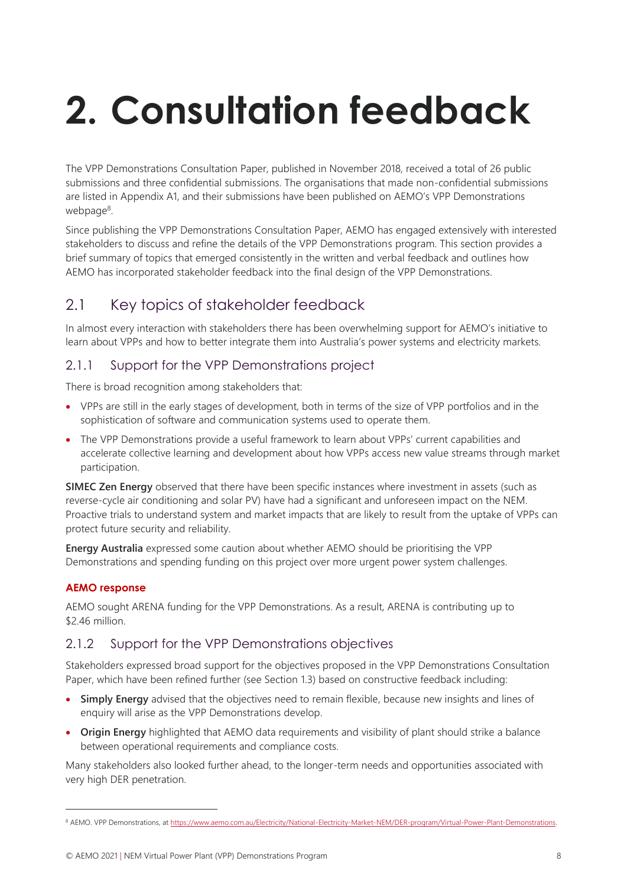# 2. Consultation feedback

The VPP Demonstrations Consultation Paper, published in November 2018, received a total of 26 public submissions and three confidential submissions. The organisations that made non-confidential submissions are listed in Appendix A1, and their submissions have been published on AEMO's VPP Demonstrations webpage[8].

Since publishing the VPP Demonstrations Consultation Paper, AEMO has engaged extensively with interested stakeholders to discuss and refine the details of the VPP Demonstrations program. This section provides a brief summary of topics that emerged consistently in the written and verbal feedback and outlines how AEMO has incorporated stakeholder feedback into the final design of the VPP Demonstrations.

## 2.1 Key topics of stakeholder feedback

In almost every interaction with stakeholders there has been overwhelming support for AEMO's initiative to learn about VPPs and how to better integrate them into Australia's power systems and electricity markets.

### 2.1.1 Support for the VPP Demonstrations project

There is broad recognition among stakeholders that:

- VPPs are still in the early stages of development, both in terms of the size of VPP portfolios and in the sophistication of software and communication systems used to operate them.
- The VPP Demonstrations provide a useful framework to learn about VPPs' current capabilities and accelerate collective learning and development about how VPPs access new value streams through market participation.

**SIMEC Zen Energy** observed that there have been specific instances where investment in assets (such as reverse-cycle air conditioning and solar PV) have had a significant and unforeseen impact on the NEM. Proactive trials to understand system and market impacts that are likely to result from the uptake of VPPs can protect future security and reliability.

**Energy Australia** expressed some caution about whether AEMO should be prioritising the VPP Demonstrations and spending funding on this project over more urgent power system challenges.

**AEMO response**

AEMO sought ARENA funding for the VPP Demonstrations. As a result, ARENA is contributing up to $2.46 million.

### 2.1.2 Support for the VPP Demonstrations objectives

Stakeholders expressed broad support for the objectives proposed in the VPP Demonstrations Consultation Paper, which have been refined further (see Section 1.3) based on constructive feedback including:

- **Simply Energy** advised that the objectives need to remain flexible, because new insights and lines of enquiry will arise as the VPP Demonstrations develop.
- **Origin Energy** highlighted that AEMO data requirements and visibility of plant should strike a balance between operational requirements and compliance costs.

Many stakeholders also looked further ahead, to the longer-term needs and opportunities associated with very high DER penetration.

[8] AEMO. VPP Demonstrations, at https://www.aemo.com.au/Electricity/National-Electricity-Market-NEM/DER-program/Virtual-Power-Plant-Demonstrations.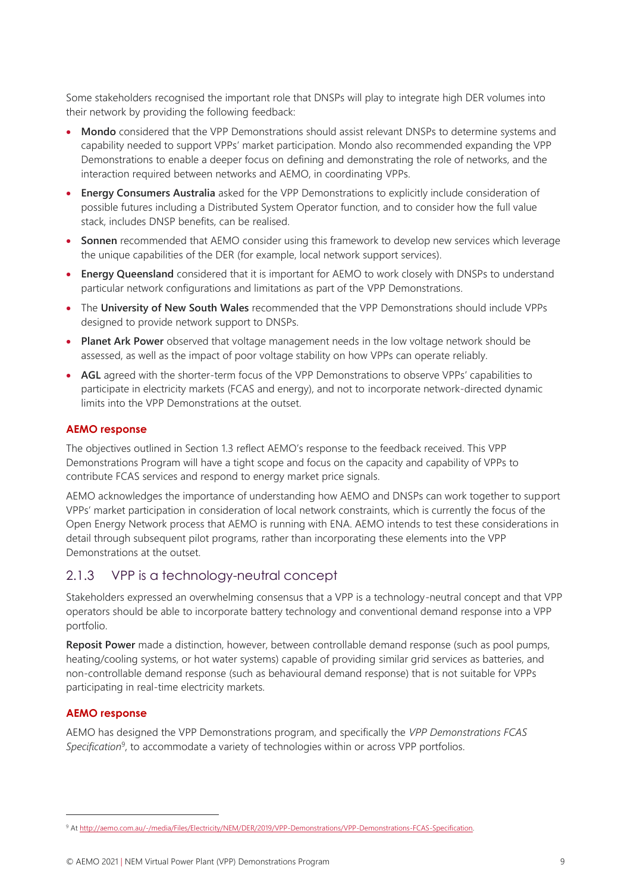Some stakeholders recognised the important role that DNSPs will play to integrate high DER volumes into their network by providing the following feedback:

- **Mondo** considered that the VPP Demonstrations should assist relevant DNSPs to determine systems and capability needed to support VPPs' market participation. Mondo also recommended expanding the VPP Demonstrations to enable a deeper focus on defining and demonstrating the role of networks, and the interaction required between networks and AEMO, in coordinating VPPs.
- **Energy Consumers Australia** asked for the VPP Demonstrations to explicitly include consideration of possible futures including a Distributed System Operator function, and to consider how the full value stack, includes DNSP benefits, can be realised.
- **Sonnen** recommended that AEMO consider using this framework to develop new services which leverage the unique capabilities of the DER (for example, local network support services).
- **Energy Queensland** considered that it is important for AEMO to work closely with DNSPs to understand particular network configurations and limitations as part of the VPP Demonstrations.
- The **University of New South Wales** recommended that the VPP Demonstrations should include VPPs designed to provide network support to DNSPs.
- **Planet Ark Power** observed that voltage management needs in the low voltage network should be assessed, as well as the impact of poor voltage stability on how VPPs can operate reliably.
- **AGL** agreed with the shorter-term focus of the VPP Demonstrations to observe VPPs' capabilities to participate in electricity markets (FCAS and energy), and not to incorporate network-directed dynamic limits into the VPP Demonstrations at the outset.

**AEMO response**

The objectives outlined in Section 1.3 reflect AEMO's response to the feedback received. This VPP Demonstrations Program will have a tight scope and focus on the capacity and capability of VPPs to contribute FCAS services and respond to energy market price signals.

AEMO acknowledges the importance of understanding how AEMO and DNSPs can work together to support VPPs' market participation in consideration of local network constraints, which is currently the focus of the Open Energy Network process that AEMO is running with ENA. AEMO intends to test these considerations in detail through subsequent pilot programs, rather than incorporating these elements into the VPP Demonstrations at the outset.

### 2.1.3 VPP is a technology-neutral concept

Stakeholders expressed an overwhelming consensus that a VPP is a technology-neutral concept and that VPP operators should be able to incorporate battery technology and conventional demand response into a VPP portfolio.

**Reposit Power** made a distinction, however, between controllable demand response (such as pool pumps, heating/cooling systems, or hot water systems) capable of providing similar grid services as batteries, and non-controllable demand response (such as behavioural demand response) that is not suitable for VPPs participating in real-time electricity markets.

**AEMO response**

AEMO has designed the VPP Demonstrations program, and specifically the *VPP Demonstrations FCAS Specification*[9], to accommodate a variety of technologies within or across VPP portfolios.

[9] At http://aemo.com.au/-/media/Files/Electricity/NEM/DER/2019/VPP-Demonstrations/VPP-Demonstrations-FCAS-Specification.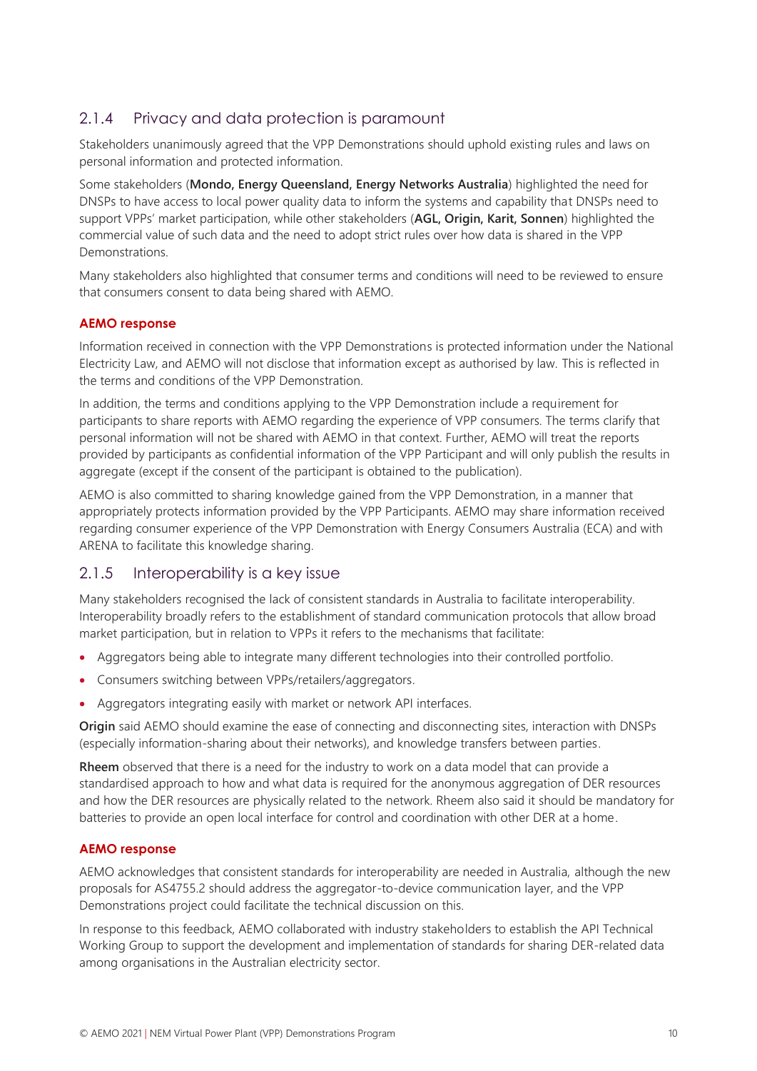### 2.1.4 Privacy and data protection is paramount

Stakeholders unanimously agreed that the VPP Demonstrations should uphold existing rules and laws on personal information and protected information.

Some stakeholders (**Mondo, Energy Queensland, Energy Networks Australia**) highlighted the need for DNSPs to have access to local power quality data to inform the systems and capability that DNSPs need to support VPPs' market participation, while other stakeholders (**AGL, Origin, Karit, Sonnen**) highlighted the commercial value of such data and the need to adopt strict rules over how data is shared in the VPP Demonstrations.

Many stakeholders also highlighted that consumer terms and conditions will need to be reviewed to ensure that consumers consent to data being shared with AEMO.

**AEMO response**

Information received in connection with the VPP Demonstrations is protected information under the National Electricity Law, and AEMO will not disclose that information except as authorised by law. This is reflected in the terms and conditions of the VPP Demonstration.

In addition, the terms and conditions applying to the VPP Demonstration include a requirement for participants to share reports with AEMO regarding the experience of VPP consumers. The terms clarify that personal information will not be shared with AEMO in that context. Further, AEMO will treat the reports provided by participants as confidential information of the VPP Participant and will only publish the results in aggregate (except if the consent of the participant is obtained to the publication).

AEMO is also committed to sharing knowledge gained from the VPP Demonstration, in a manner that appropriately protects information provided by the VPP Participants. AEMO may share information received regarding consumer experience of the VPP Demonstration with Energy Consumers Australia (ECA) and with ARENA to facilitate this knowledge sharing.

### 2.1.5 Interoperability is a key issue

Many stakeholders recognised the lack of consistent standards in Australia to facilitate interoperability. Interoperability broadly refers to the establishment of standard communication protocols that allow broad market participation, but in relation to VPPs it refers to the mechanisms that facilitate:

- Aggregators being able to integrate many different technologies into their controlled portfolio.
- Consumers switching between VPPs/retailers/aggregators.
- Aggregators integrating easily with market or network API interfaces.

**Origin** said AEMO should examine the ease of connecting and disconnecting sites, interaction with DNSPs (especially information-sharing about their networks), and knowledge transfers between parties.

**Rheem** observed that there is a need for the industry to work on a data model that can provide a standardised approach to how and what data is required for the anonymous aggregation of DER resources and how the DER resources are physically related to the network. Rheem also said it should be mandatory for batteries to provide an open local interface for control and coordination with other DER at a home.

**AEMO response**

AEMO acknowledges that consistent standards for interoperability are needed in Australia, although the new proposals for AS4755.2 should address the aggregator-to-device communication layer, and the VPP Demonstrations project could facilitate the technical discussion on this.

In response to this feedback, AEMO collaborated with industry stakeholders to establish the API Technical Working Group to support the development and implementation of standards for sharing DER-related data among organisations in the Australian electricity sector.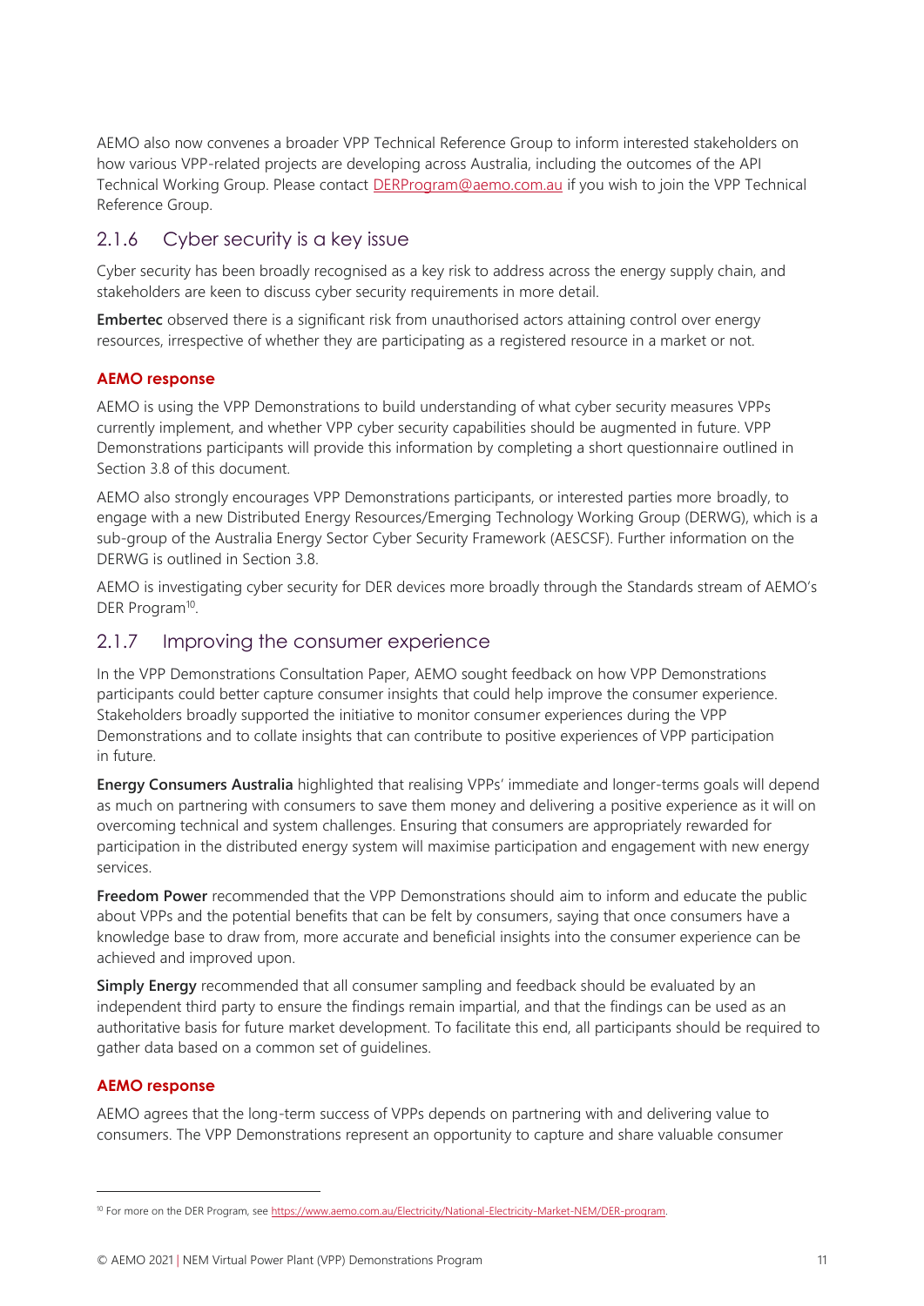AEMO also now convenes a broader VPP Technical Reference Group to inform interested stakeholders on how various VPP-related projects are developing across Australia, including the outcomes of the API Technical Working Group. Please contact DERProgram@aemo.com.au if you wish to join the VPP Technical Reference Group.

### 2.1.6 Cyber security is a key issue

Cyber security has been broadly recognised as a key risk to address across the energy supply chain, and stakeholders are keen to discuss cyber security requirements in more detail.

**Embertec** observed there is a significant risk from unauthorised actors attaining control over energy resources, irrespective of whether they are participating as a registered resource in a market or not.

#### AEMO response

AEMO is using the VPP Demonstrations to build understanding of what cyber security measures VPPs currently implement, and whether VPP cyber security capabilities should be augmented in future. VPP Demonstrations participants will provide this information by completing a short questionnaire outlined in Section 3.8 of this document.

AEMO also strongly encourages VPP Demonstrations participants, or interested parties more broadly, to engage with a new Distributed Energy Resources/Emerging Technology Working Group (DERWG), which is a sub-group of the Australia Energy Sector Cyber Security Framework (AESCSF). Further information on the DERWG is outlined in Section 3.8.

AEMO is investigating cyber security for DER devices more broadly through the Standards stream of AEMO's DER Program[10].

### 2.1.7 Improving the consumer experience

In the VPP Demonstrations Consultation Paper, AEMO sought feedback on how VPP Demonstrations participants could better capture consumer insights that could help improve the consumer experience. Stakeholders broadly supported the initiative to monitor consumer experiences during the VPP Demonstrations and to collate insights that can contribute to positive experiences of VPP participation in future.

**Energy Consumers Australia** highlighted that realising VPPs' immediate and longer-terms goals will depend as much on partnering with consumers to save them money and delivering a positive experience as it will on overcoming technical and system challenges. Ensuring that consumers are appropriately rewarded for participation in the distributed energy system will maximise participation and engagement with new energy services.

**Freedom Power** recommended that the VPP Demonstrations should aim to inform and educate the public about VPPs and the potential benefits that can be felt by consumers, saying that once consumers have a knowledge base to draw from, more accurate and beneficial insights into the consumer experience can be achieved and improved upon.

**Simply Energy** recommended that all consumer sampling and feedback should be evaluated by an independent third party to ensure the findings remain impartial, and that the findings can be used as an authoritative basis for future market development. To facilitate this end, all participants should be required to gather data based on a common set of guidelines.

#### AEMO response

AEMO agrees that the long-term success of VPPs depends on partnering with and delivering value to consumers. The VPP Demonstrations represent an opportunity to capture and share valuable consumer

---

[10] For more on the DER Program, see https://www.aemo.com.au/Electricity/National-Electricity-Market-NEM/DER-program.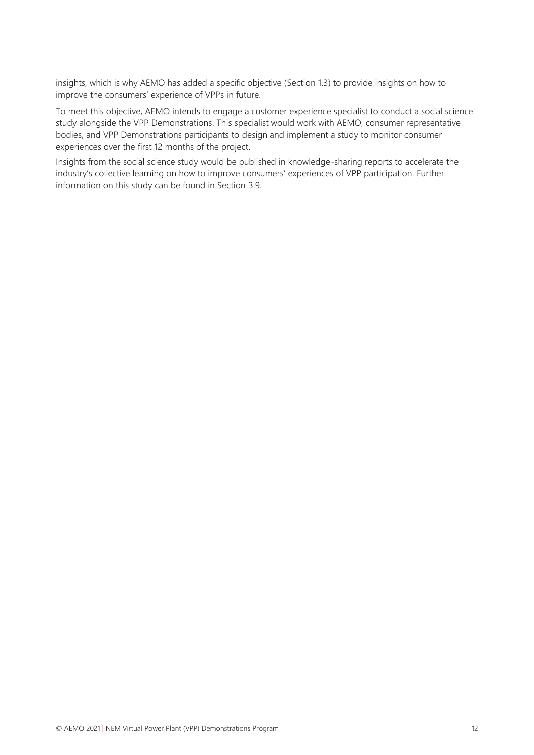insights, which is why AEMO has added a specific objective (Section 1.3) to provide insights on how to improve the consumers' experience of VPPs in future.

To meet this objective, AEMO intends to engage a customer experience specialist to conduct a social science study alongside the VPP Demonstrations. This specialist would work with AEMO, consumer representative bodies, and VPP Demonstrations participants to design and implement a study to monitor consumer experiences over the first 12 months of the project.

Insights from the social science study would be published in knowledge-sharing reports to accelerate the industry's collective learning on how to improve consumers' experiences of VPP participation. Further information on this study can be found in Section 3.9.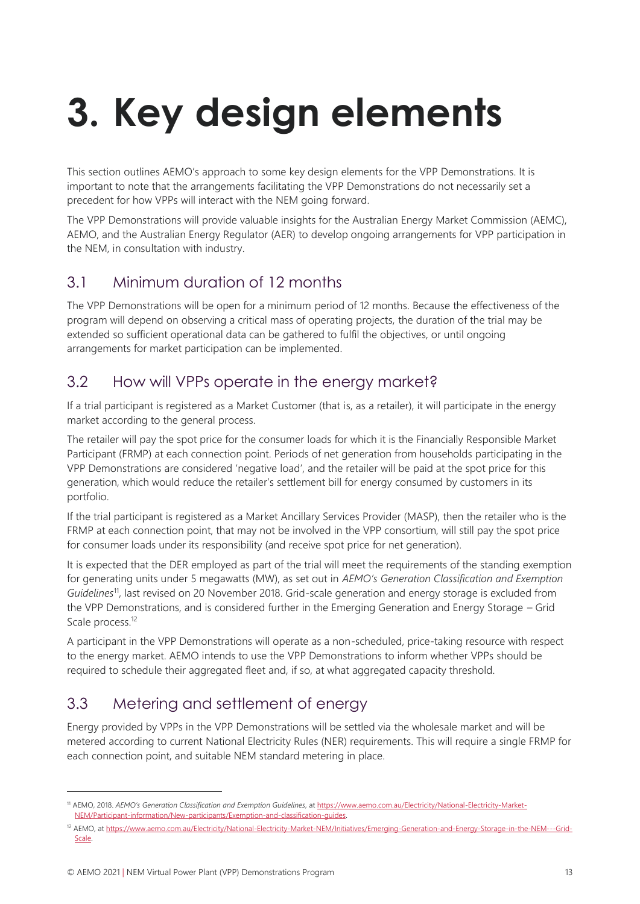# 3. Key design elements

This section outlines AEMO's approach to some key design elements for the VPP Demonstrations. It is important to note that the arrangements facilitating the VPP Demonstrations do not necessarily set a precedent for how VPPs will interact with the NEM going forward.

The VPP Demonstrations will provide valuable insights for the Australian Energy Market Commission (AEMC), AEMO, and the Australian Energy Regulator (AER) to develop ongoing arrangements for VPP participation in the NEM, in consultation with industry.

## 3.1 Minimum duration of 12 months

The VPP Demonstrations will be open for a minimum period of 12 months. Because the effectiveness of the program will depend on observing a critical mass of operating projects, the duration of the trial may be extended so sufficient operational data can be gathered to fulfil the objectives, or until ongoing arrangements for market participation can be implemented.

## 3.2 How will VPPs operate in the energy market?

If a trial participant is registered as a Market Customer (that is, as a retailer), it will participate in the energy market according to the general process.

The retailer will pay the spot price for the consumer loads for which it is the Financially Responsible Market Participant (FRMP) at each connection point. Periods of net generation from households participating in the VPP Demonstrations are considered 'negative load', and the retailer will be paid at the spot price for this generation, which would reduce the retailer's settlement bill for energy consumed by customers in its portfolio.

If the trial participant is registered as a Market Ancillary Services Provider (MASP), then the retailer who is the FRMP at each connection point, that may not be involved in the VPP consortium, will still pay the spot price for consumer loads under its responsibility (and receive spot price for net generation).

It is expected that the DER employed as part of the trial will meet the requirements of the standing exemption for generating units under 5 megawatts (MW), as set out in *AEMO's Generation Classification and Exemption Guidelines*[11], last revised on 20 November 2018. Grid-scale generation and energy storage is excluded from the VPP Demonstrations, and is considered further in the Emerging Generation and Energy Storage – Grid Scale process.[12]

A participant in the VPP Demonstrations will operate as a non-scheduled, price-taking resource with respect to the energy market. AEMO intends to use the VPP Demonstrations to inform whether VPPs should be required to schedule their aggregated fleet and, if so, at what aggregated capacity threshold.

## 3.3 Metering and settlement of energy

Energy provided by VPPs in the VPP Demonstrations will be settled via the wholesale market and will be metered according to current National Electricity Rules (NER) requirements. This will require a single FRMP for each connection point, and suitable NEM standard metering in place.

---

[11] AEMO, 2018. *AEMO's Generation Classification and Exemption Guidelines*, at https://www.aemo.com.au/Electricity/National-Electricity-Market-NEM/Participant-information/New-participants/Exemption-and-classification-guides.

[12] AEMO, at https://www.aemo.com.au/Electricity/National-Electricity-Market-NEM/Initiatives/Emerging-Generation-and-Energy-Storage-in-the-NEM---Grid-Scale.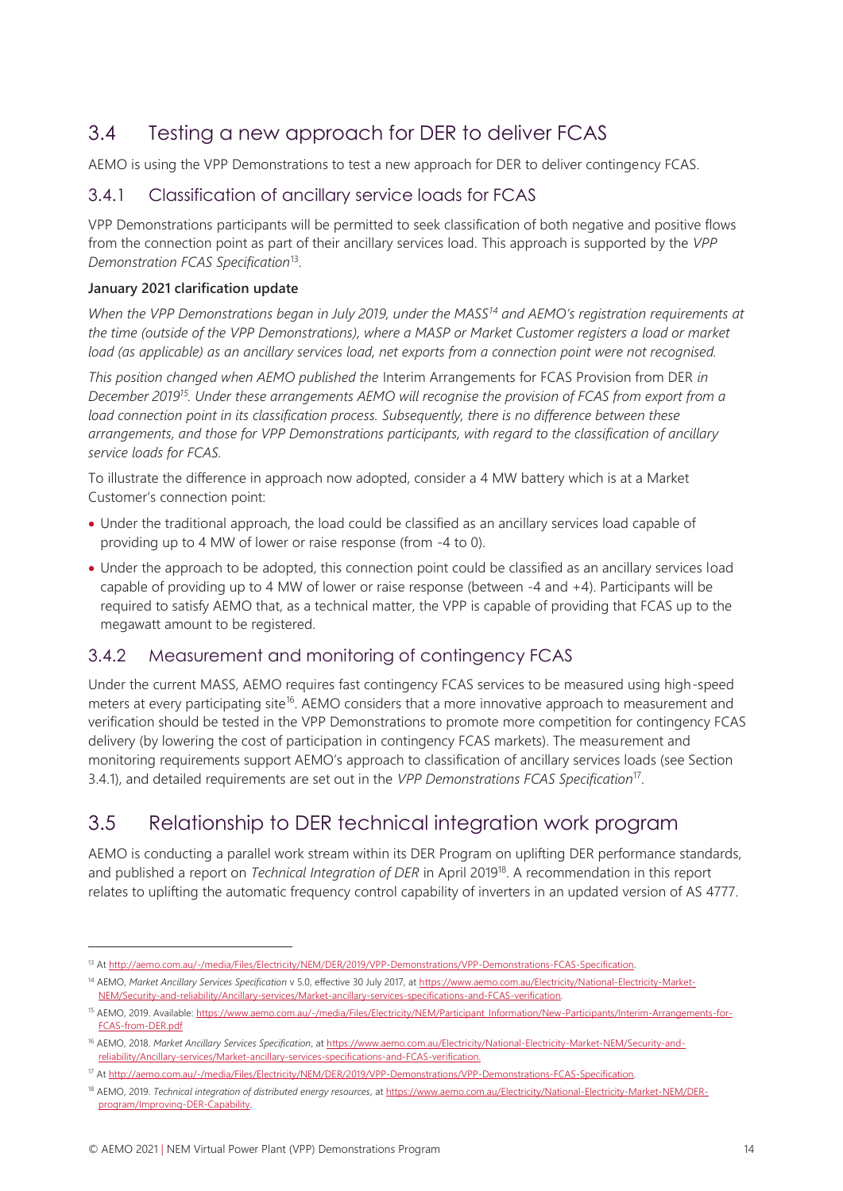## 3.4 Testing a new approach for DER to deliver FCAS

AEMO is using the VPP Demonstrations to test a new approach for DER to deliver contingency FCAS.

### 3.4.1 Classification of ancillary service loads for FCAS

VPP Demonstrations participants will be permitted to seek classification of both negative and positive flows from the connection point as part of their ancillary services load. This approach is supported by the *VPP Demonstration FCAS Specification*[13].

**January 2021 clarification update**

*When the VPP Demonstrations began in July 2019, under the MASS[14] and AEMO's registration requirements at the time (outside of the VPP Demonstrations), where a MASP or Market Customer registers a load or market load (as applicable) as an ancillary services load, net exports from a connection point were not recognised.*

*This position changed when AEMO published the* Interim Arrangements for FCAS Provision from DER *in December 2019[15]. Under these arrangements AEMO will recognise the provision of FCAS from export from a load connection point in its classification process. Subsequently, there is no difference between these arrangements, and those for VPP Demonstrations participants, with regard to the classification of ancillary service loads for FCAS.*

To illustrate the difference in approach now adopted, consider a 4 MW battery which is at a Market Customer's connection point:

- Under the traditional approach, the load could be classified as an ancillary services load capable of providing up to 4 MW of lower or raise response (from -4 to 0).
- Under the approach to be adopted, this connection point could be classified as an ancillary services load capable of providing up to 4 MW of lower or raise response (between -4 and +4). Participants will be required to satisfy AEMO that, as a technical matter, the VPP is capable of providing that FCAS up to the megawatt amount to be registered.

### 3.4.2 Measurement and monitoring of contingency FCAS

Under the current MASS, AEMO requires fast contingency FCAS services to be measured using high-speed meters at every participating site[16]. AEMO considers that a more innovative approach to measurement and verification should be tested in the VPP Demonstrations to promote more competition for contingency FCAS delivery (by lowering the cost of participation in contingency FCAS markets). The measurement and monitoring requirements support AEMO's approach to classification of ancillary services loads (see Section 3.4.1), and detailed requirements are set out in the *VPP Demonstrations FCAS Specification*[17].

## 3.5 Relationship to DER technical integration work program

AEMO is conducting a parallel work stream within its DER Program on uplifting DER performance standards, and published a report on *Technical Integration of DER* in April 2019[18]. A recommendation in this report relates to uplifting the automatic frequency control capability of inverters in an updated version of AS 4777.

---

[13] At http://aemo.com.au/-/media/Files/Electricity/NEM/DER/2019/VPP-Demonstrations/VPP-Demonstrations-FCAS-Specification.

[14] AEMO, *Market Ancillary Services Specification* v 5.0, effective 30 July 2017, at https://www.aemo.com.au/Electricity/National-Electricity-Market-NEM/Security-and-reliability/Ancillary-services/Market-ancillary-services-specifications-and-FCAS-verification.

[15] AEMO, 2019. Available: https://www.aemo.com.au/-/media/Files/Electricity/NEM/Participant_Information/New-Participants/Interim-Arrangements-for-FCAS-from-DER.pdf

[16] AEMO, 2018. *Market Ancillary Services Specification*, at https://www.aemo.com.au/Electricity/National-Electricity-Market-NEM/Security-and-reliability/Ancillary-services/Market-ancillary-services-specifications-and-FCAS-verification.

[17] At http://aemo.com.au/-/media/Files/Electricity/NEM/DER/2019/VPP-Demonstrations/VPP-Demonstrations-FCAS-Specification.

[18] AEMO, 2019. *Technical integration of distributed energy resources*, at https://www.aemo.com.au/Electricity/National-Electricity-Market-NEM/DER-program/Improving-DER-Capability.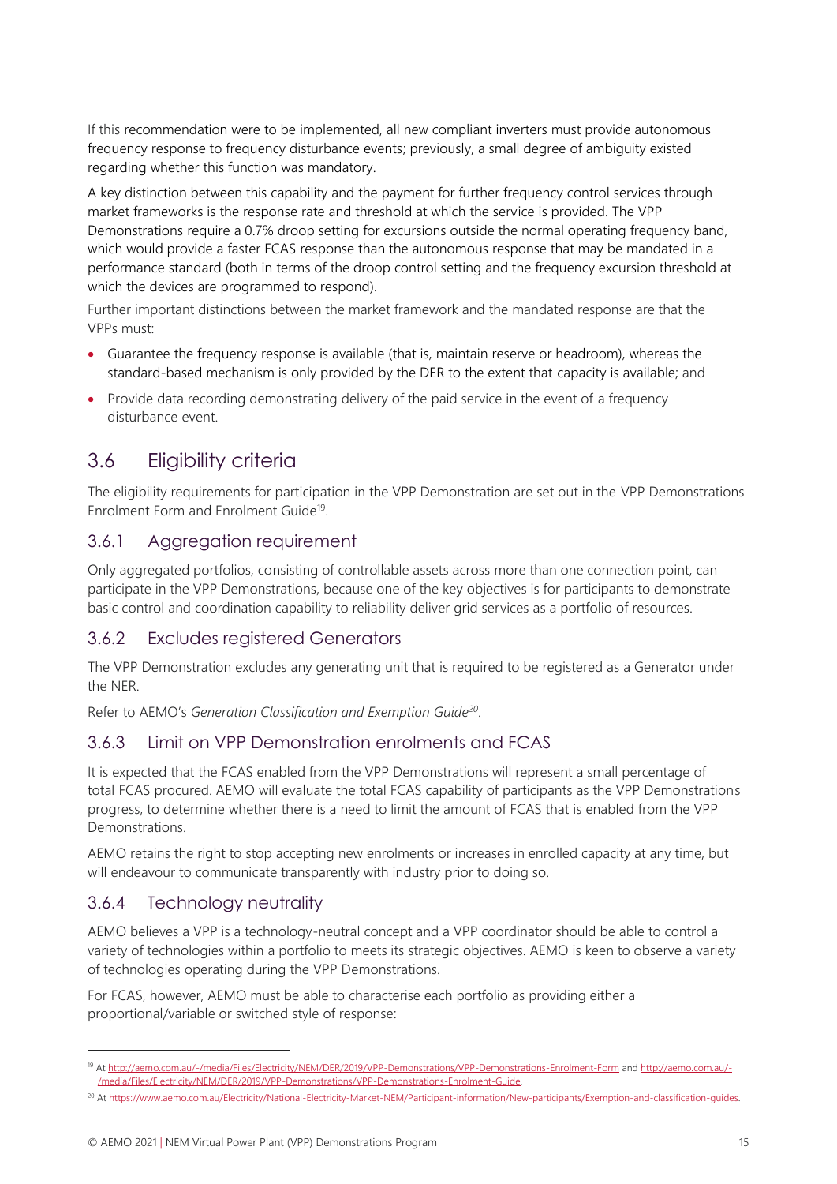If this recommendation were to be implemented, all new compliant inverters must provide autonomous frequency response to frequency disturbance events; previously, a small degree of ambiguity existed regarding whether this function was mandatory.

A key distinction between this capability and the payment for further frequency control services through market frameworks is the response rate and threshold at which the service is provided. The VPP Demonstrations require a 0.7% droop setting for excursions outside the normal operating frequency band, which would provide a faster FCAS response than the autonomous response that may be mandated in a performance standard (both in terms of the droop control setting and the frequency excursion threshold at which the devices are programmed to respond).

Further important distinctions between the market framework and the mandated response are that the VPPs must:

- Guarantee the frequency response is available (that is, maintain reserve or headroom), whereas the standard-based mechanism is only provided by the DER to the extent that capacity is available; and
- Provide data recording demonstrating delivery of the paid service in the event of a frequency disturbance event.

## 3.6 Eligibility criteria

The eligibility requirements for participation in the VPP Demonstration are set out in the VPP Demonstrations Enrolment Form and Enrolment Guide[19].

### 3.6.1 Aggregation requirement

Only aggregated portfolios, consisting of controllable assets across more than one connection point, can participate in the VPP Demonstrations, because one of the key objectives is for participants to demonstrate basic control and coordination capability to reliability deliver grid services as a portfolio of resources.

### 3.6.2 Excludes registered Generators

The VPP Demonstration excludes any generating unit that is required to be registered as a Generator under the NER.

Refer to AEMO's *Generation Classification and Exemption Guide*[20].

### 3.6.3 Limit on VPP Demonstration enrolments and FCAS

It is expected that the FCAS enabled from the VPP Demonstrations will represent a small percentage of total FCAS procured. AEMO will evaluate the total FCAS capability of participants as the VPP Demonstrations progress, to determine whether there is a need to limit the amount of FCAS that is enabled from the VPP Demonstrations.

AEMO retains the right to stop accepting new enrolments or increases in enrolled capacity at any time, but will endeavour to communicate transparently with industry prior to doing so.

### 3.6.4 Technology neutrality

AEMO believes a VPP is a technology-neutral concept and a VPP coordinator should be able to control a variety of technologies within a portfolio to meets its strategic objectives. AEMO is keen to observe a variety of technologies operating during the VPP Demonstrations.

For FCAS, however, AEMO must be able to characterise each portfolio as providing either a proportional/variable or switched style of response:

---

[19] At http://aemo.com.au/-/media/Files/Electricity/NEM/DER/2019/VPP-Demonstrations/VPP-Demonstrations-Enrolment-Form and http://aemo.com.au/-/media/Files/Electricity/NEM/DER/2019/VPP-Demonstrations/VPP-Demonstrations-Enrolment-Guide.

[20] At https://www.aemo.com.au/Electricity/National-Electricity-Market-NEM/Participant-information/New-participants/Exemption-and-classification-guides.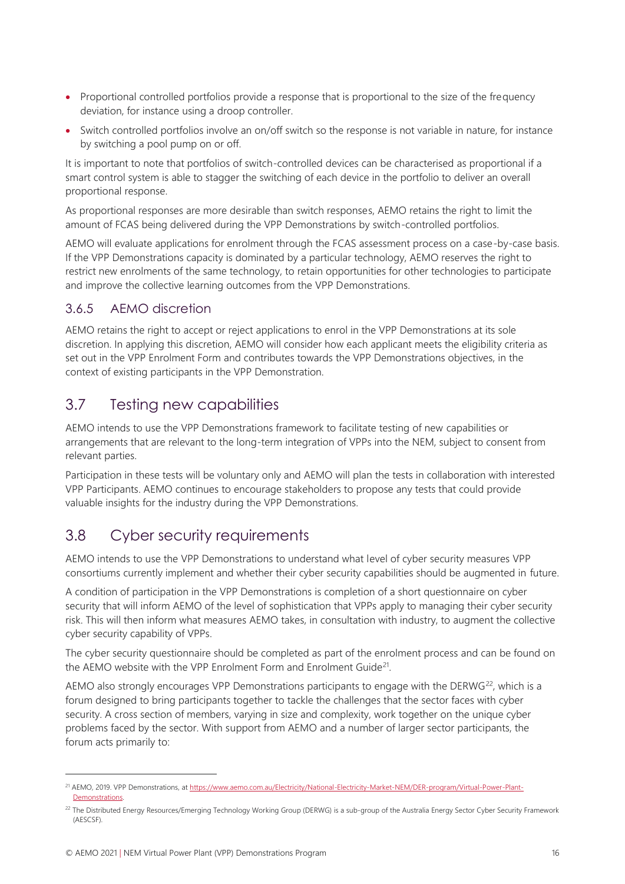- Proportional controlled portfolios provide a response that is proportional to the size of the frequency deviation, for instance using a droop controller.
- Switch controlled portfolios involve an on/off switch so the response is not variable in nature, for instance by switching a pool pump on or off.

It is important to note that portfolios of switch-controlled devices can be characterised as proportional if a smart control system is able to stagger the switching of each device in the portfolio to deliver an overall proportional response.

As proportional responses are more desirable than switch responses, AEMO retains the right to limit the amount of FCAS being delivered during the VPP Demonstrations by switch-controlled portfolios.

AEMO will evaluate applications for enrolment through the FCAS assessment process on a case-by-case basis. If the VPP Demonstrations capacity is dominated by a particular technology, AEMO reserves the right to restrict new enrolments of the same technology, to retain opportunities for other technologies to participate and improve the collective learning outcomes from the VPP Demonstrations.

### 3.6.5 AEMO discretion

AEMO retains the right to accept or reject applications to enrol in the VPP Demonstrations at its sole discretion. In applying this discretion, AEMO will consider how each applicant meets the eligibility criteria as set out in the VPP Enrolment Form and contributes towards the VPP Demonstrations objectives, in the context of existing participants in the VPP Demonstration.

## 3.7 Testing new capabilities

AEMO intends to use the VPP Demonstrations framework to facilitate testing of new capabilities or arrangements that are relevant to the long-term integration of VPPs into the NEM, subject to consent from relevant parties.

Participation in these tests will be voluntary only and AEMO will plan the tests in collaboration with interested VPP Participants. AEMO continues to encourage stakeholders to propose any tests that could provide valuable insights for the industry during the VPP Demonstrations.

## 3.8 Cyber security requirements

AEMO intends to use the VPP Demonstrations to understand what level of cyber security measures VPP consortiums currently implement and whether their cyber security capabilities should be augmented in future.

A condition of participation in the VPP Demonstrations is completion of a short questionnaire on cyber security that will inform AEMO of the level of sophistication that VPPs apply to managing their cyber security risk. This will then inform what measures AEMO takes, in consultation with industry, to augment the collective cyber security capability of VPPs.

The cyber security questionnaire should be completed as part of the enrolment process and can be found on the AEMO website with the VPP Enrolment Form and Enrolment Guide[21].

AEMO also strongly encourages VPP Demonstrations participants to engage with the DERWG[22], which is a forum designed to bring participants together to tackle the challenges that the sector faces with cyber security. A cross section of members, varying in size and complexity, work together on the unique cyber problems faced by the sector. With support from AEMO and a number of larger sector participants, the forum acts primarily to:

---

[21] AEMO, 2019. VPP Demonstrations, at https://www.aemo.com.au/Electricity/National-Electricity-Market-NEM/DER-program/Virtual-Power-Plant-Demonstrations.

[22] The Distributed Energy Resources/Emerging Technology Working Group (DERWG) is a sub-group of the Australia Energy Sector Cyber Security Framework (AESCSF).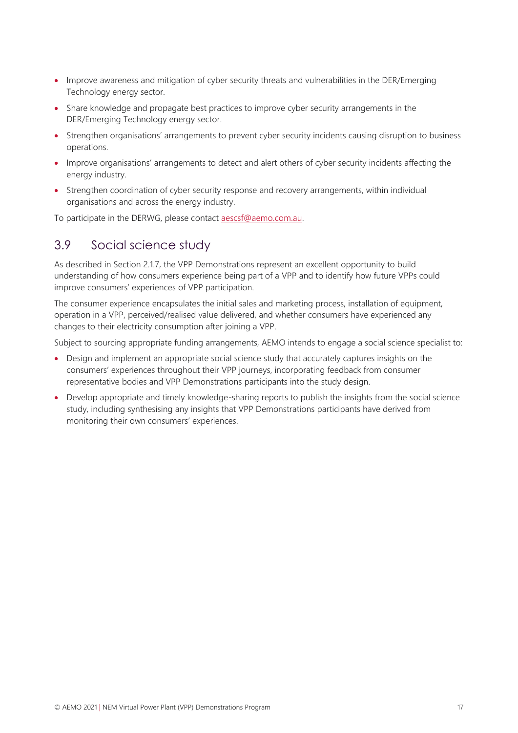- Improve awareness and mitigation of cyber security threats and vulnerabilities in the DER/Emerging Technology energy sector.
- Share knowledge and propagate best practices to improve cyber security arrangements in the DER/Emerging Technology energy sector.
- Strengthen organisations' arrangements to prevent cyber security incidents causing disruption to business operations.
- Improve organisations' arrangements to detect and alert others of cyber security incidents affecting the energy industry.
- Strengthen coordination of cyber security response and recovery arrangements, within individual organisations and across the energy industry.

To participate in the DERWG, please contact aescsf@aemo.com.au.

## 3.9 Social science study

As described in Section 2.1.7, the VPP Demonstrations represent an excellent opportunity to build understanding of how consumers experience being part of a VPP and to identify how future VPPs could improve consumers' experiences of VPP participation.

The consumer experience encapsulates the initial sales and marketing process, installation of equipment, operation in a VPP, perceived/realised value delivered, and whether consumers have experienced any changes to their electricity consumption after joining a VPP.

Subject to sourcing appropriate funding arrangements, AEMO intends to engage a social science specialist to:

- Design and implement an appropriate social science study that accurately captures insights on the consumers' experiences throughout their VPP journeys, incorporating feedback from consumer representative bodies and VPP Demonstrations participants into the study design.
- Develop appropriate and timely knowledge-sharing reports to publish the insights from the social science study, including synthesising any insights that VPP Demonstrations participants have derived from monitoring their own consumers' experiences.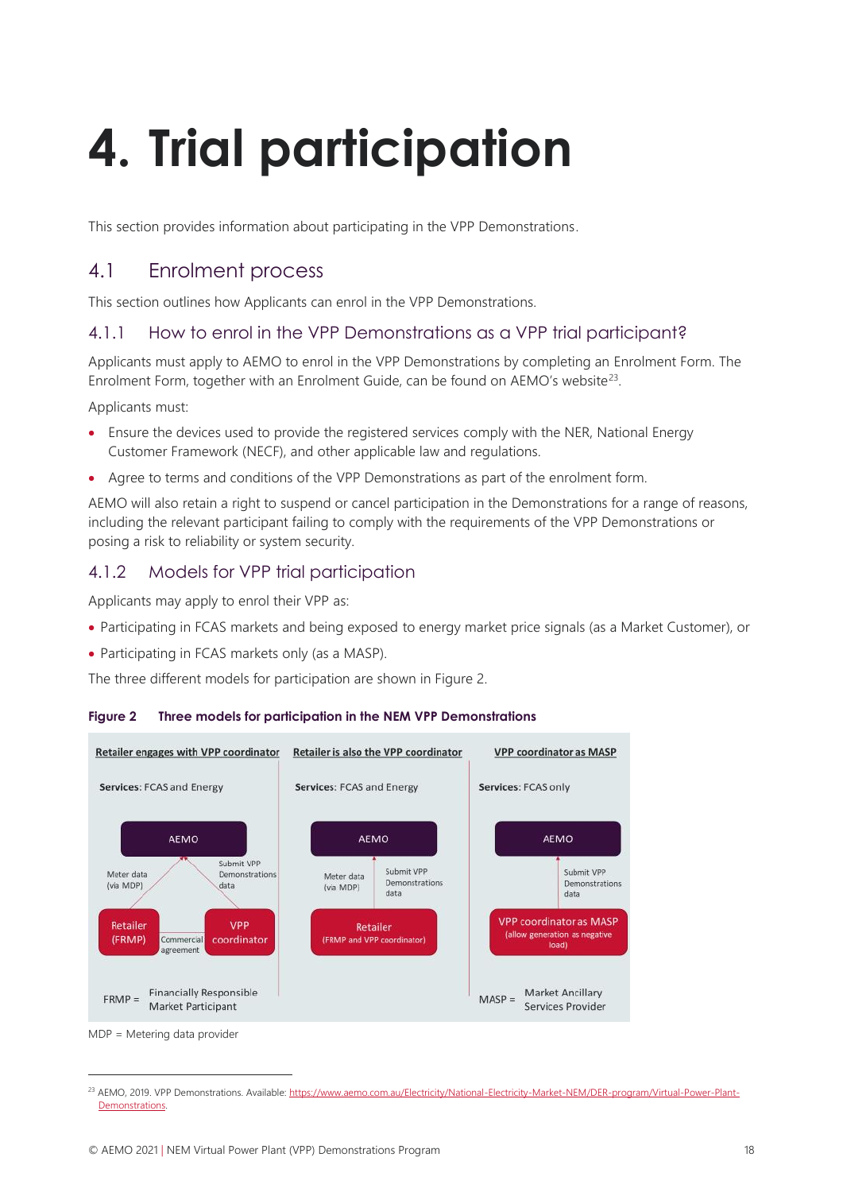# 4. Trial participation

This section provides information about participating in the VPP Demonstrations.

## 4.1 Enrolment process

This section outlines how Applicants can enrol in the VPP Demonstrations.

### 4.1.1 How to enrol in the VPP Demonstrations as a VPP trial participant?

Applicants must apply to AEMO to enrol in the VPP Demonstrations by completing an Enrolment Form. The Enrolment Form, together with an Enrolment Guide, can be found on AEMO's website[23].

Applicants must:

- Ensure the devices used to provide the registered services comply with the NER, National Energy Customer Framework (NECF), and other applicable law and regulations.
- Agree to terms and conditions of the VPP Demonstrations as part of the enrolment form.

AEMO will also retain a right to suspend or cancel participation in the Demonstrations for a range of reasons, including the relevant participant failing to comply with the requirements of the VPP Demonstrations or posing a risk to reliability or system security.

### 4.1.2 Models for VPP trial participation

Applicants may apply to enrol their VPP as:

- Participating in FCAS markets and being exposed to energy market price signals (as a Market Customer), or
- Participating in FCAS markets only (as a MASP).

The three different models for participation are shown in Figure 2.

**Figure 2 Three models for participation in the NEM VPP Demonstrations**

| Retailer engages with VPP coordinator | Retailer is also the VPP coordinator | VPP coordinator as MASP |
|---|---|---|
| **Services:** FCAS and Energy | **Services:** FCAS and Energy | **Services:** FCAS only |
| AEMO | AEMO | AEMO |
| Meter data (via MDP); Submit VPP Demonstrations data | Meter data (via MDP); Submit VPP Demonstrations data | Submit VPP Demonstrations data |
| Retailer (FRMP) — Commercial agreement — VPP coordinator | Retailer (FRMP and VPP coordinator) | VPP coordinator as MASP (allow generation as negative load) |
| FRMP = Financially Responsible Market Participant | | MASP = Market Ancillary Services Provider |

MDP = Metering data provider

[23] AEMO, 2019. VPP Demonstrations. Available: https://www.aemo.com.au/Electricity/National-Electricity-Market-NEM/DER-program/Virtual-Power-Plant-Demonstrations.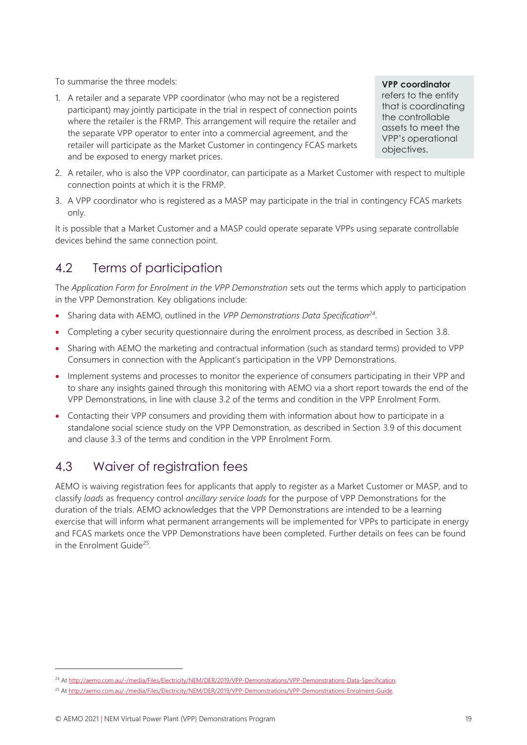To summarise the three models:

1. A retailer and a separate VPP coordinator (who may not be a registered participant) may jointly participate in the trial in respect of connection points where the retailer is the FRMP. This arrangement will require the retailer and the separate VPP operator to enter into a commercial agreement, and the retailer will participate as the Market Customer in contingency FCAS markets and be exposed to energy market prices.

> **VPP coordinator** refers to the entity that is coordinating the controllable assets to meet the VPP's operational objectives.

2. A retailer, who is also the VPP coordinator, can participate as a Market Customer with respect to multiple connection points at which it is the FRMP.
3. A VPP coordinator who is registered as a MASP may participate in the trial in contingency FCAS markets only.

It is possible that a Market Customer and a MASP could operate separate VPPs using separate controllable devices behind the same connection point.

## 4.2 Terms of participation

The *Application Form for Enrolment in the VPP Demonstration* sets out the terms which apply to participation in the VPP Demonstration. Key obligations include:

- Sharing data with AEMO, outlined in the *VPP Demonstrations Data Specification*[24].
- Completing a cyber security questionnaire during the enrolment process, as described in Section 3.8.
- Sharing with AEMO the marketing and contractual information (such as standard terms) provided to VPP Consumers in connection with the Applicant's participation in the VPP Demonstrations.
- Implement systems and processes to monitor the experience of consumers participating in their VPP and to share any insights gained through this monitoring with AEMO via a short report towards the end of the VPP Demonstrations, in line with clause 3.2 of the terms and condition in the VPP Enrolment Form.
- Contacting their VPP consumers and providing them with information about how to participate in a standalone social science study on the VPP Demonstration, as described in Section 3.9 of this document and clause 3.3 of the terms and condition in the VPP Enrolment Form.

## 4.3 Waiver of registration fees

AEMO is waiving registration fees for applicants that apply to register as a Market Customer or MASP, and to classify *loads* as frequency control *ancillary service loads* for the purpose of VPP Demonstrations for the duration of the trials. AEMO acknowledges that the VPP Demonstrations are intended to be a learning exercise that will inform what permanent arrangements will be implemented for VPPs to participate in energy and FCAS markets once the VPP Demonstrations have been completed. Further details on fees can be found in the Enrolment Guide[25].

---

[24] At http://aemo.com.au/-/media/Files/Electricity/NEM/DER/2019/VPP-Demonstrations/VPP-Demonstrations-Data-Specification.

[25] At http://aemo.com.au/-/media/Files/Electricity/NEM/DER/2019/VPP-Demonstrations/VPP-Demonstrations-Enrolment-Guide.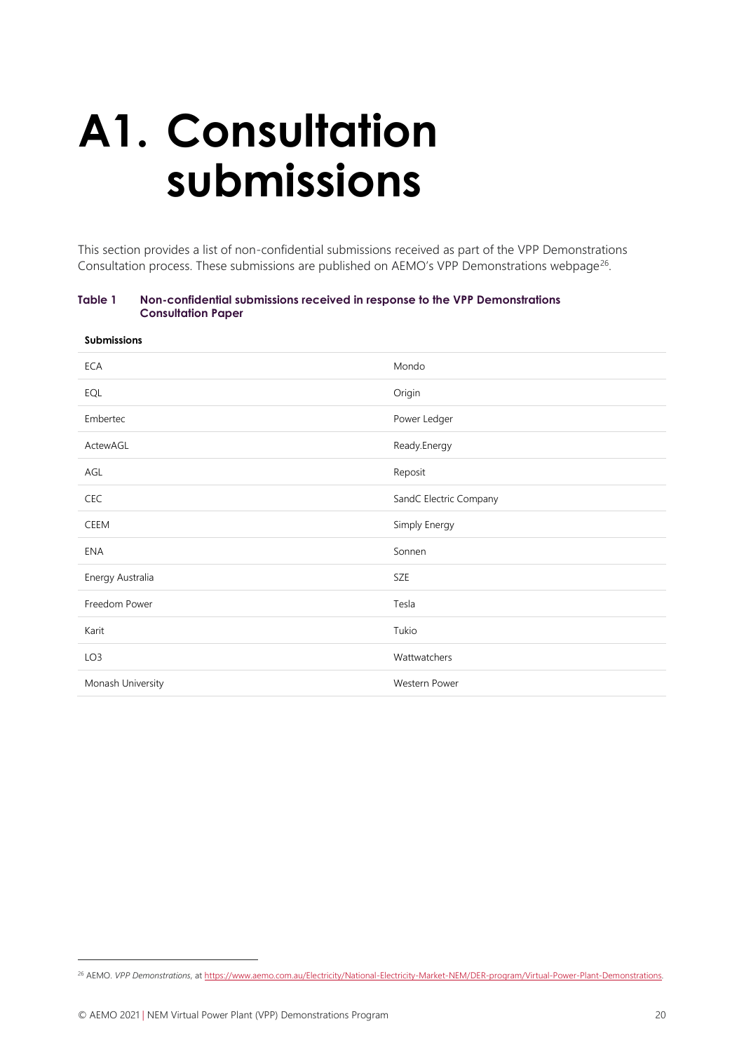# A1. Consultation submissions

This section provides a list of non-confidential submissions received as part of the VPP Demonstrations Consultation process. These submissions are published on AEMO's VPP Demonstrations webpage[26].

**Table 1 Non-confidential submissions received in response to the VPP Demonstrations Consultation Paper**

| Submissions | |
|---|---|
| ECA | Mondo |
| EQL | Origin |
| Embertec | Power Ledger |
| ActewAGL | Ready.Energy |
| AGL | Reposit |
| CEC | SandC Electric Company |
| CEEM | Simply Energy |
| ENA | Sonnen |
| Energy Australia | SZE |
| Freedom Power | Tesla |
| Karit | Tukio |
| LO3 | Wattwatchers |
| Monash University | Western Power |

[26] AEMO. *VPP Demonstrations*, at https://www.aemo.com.au/Electricity/National-Electricity-Market-NEM/DER-program/Virtual-Power-Plant-Demonstrations.